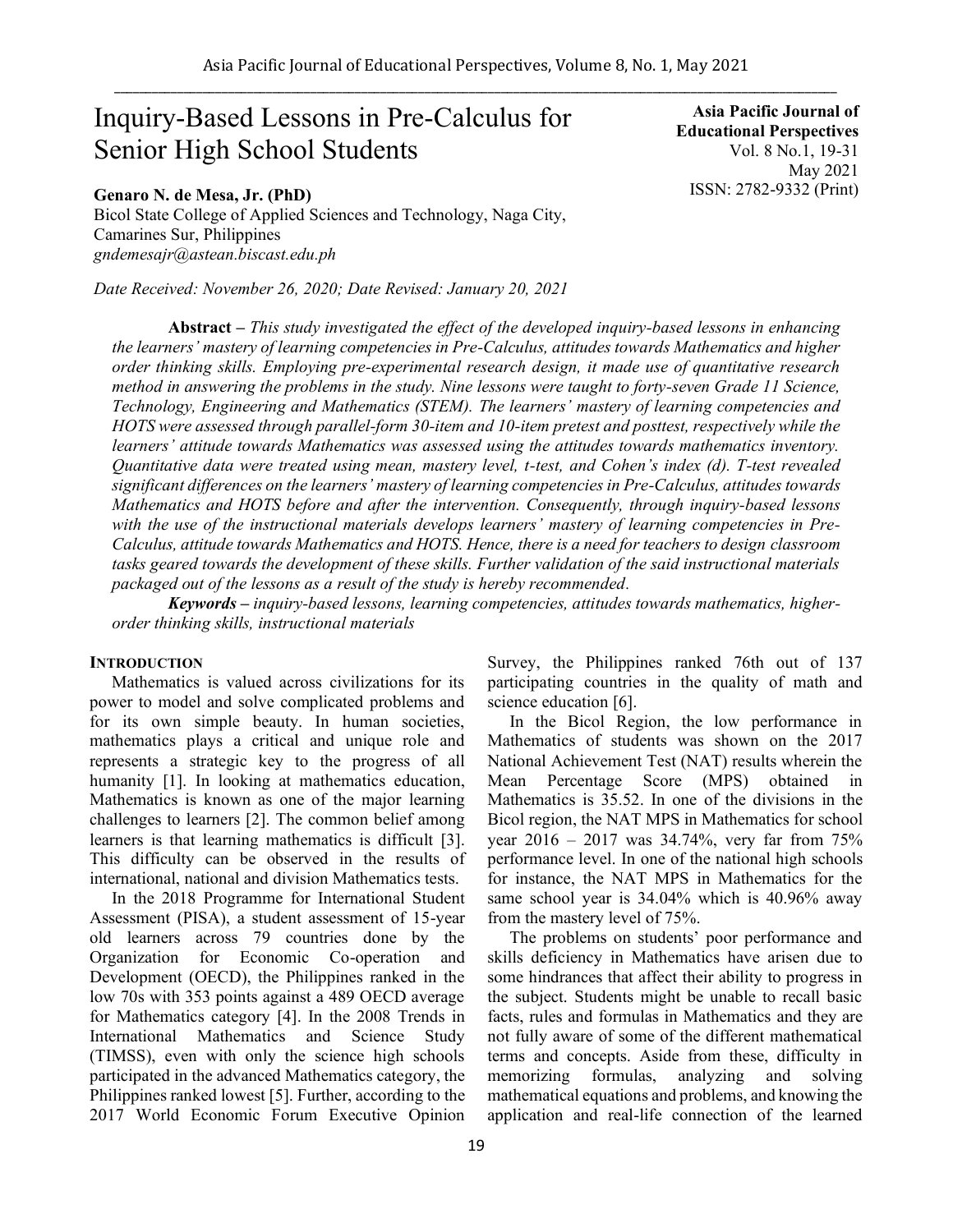# Inquiry-Based Lessons in Pre-Calculus for Senior High School Students

**Asia Pacific Journal of Educational Perspectives**
Vol. 8 No.1, 19-31
May 2021
ISSN: 2782-9332 (Print)

**Genaro N. de Mesa, Jr. (PhD)**
Bicol State College of Applied Sciences and Technology, Naga City, Camarines Sur, Philippines
*gndemesajr@astean.biscast.edu.ph*

*Date Received: November 26, 2020; Date Revised: January 20, 2021*

**Abstract –** *This study investigated the effect of the developed inquiry-based lessons in enhancing the learners' mastery of learning competencies in Pre-Calculus, attitudes towards Mathematics and higher order thinking skills. Employing pre-experimental research design, it made use of quantitative research method in answering the problems in the study. Nine lessons were taught to forty-seven Grade 11 Science, Technology, Engineering and Mathematics (STEM). The learners' mastery of learning competencies and HOTS were assessed through parallel-form 30-item and 10-item pretest and posttest, respectively while the learners' attitude towards Mathematics was assessed using the attitudes towards mathematics inventory. Quantitative data were treated using mean, mastery level, t-test, and Cohen's index (d). T-test revealed significant differences on the learners' mastery of learning competencies in Pre-Calculus, attitudes towards Mathematics and HOTS before and after the intervention. Consequently, through inquiry-based lessons with the use of the instructional materials develops learners' mastery of learning competencies in Pre-Calculus, attitude towards Mathematics and HOTS. Hence, there is a need for teachers to design classroom tasks geared towards the development of these skills. Further validation of the said instructional materials packaged out of the lessons as a result of the study is hereby recommended.*

***Keywords –*** *inquiry-based lessons, learning competencies, attitudes towards mathematics, higher-order thinking skills, instructional materials*

## INTRODUCTION

Mathematics is valued across civilizations for its power to model and solve complicated problems and for its own simple beauty. In human societies, mathematics plays a critical and unique role and represents a strategic key to the progress of all humanity [1]. In looking at mathematics education, Mathematics is known as one of the major learning challenges to learners [2]. The common belief among learners is that learning mathematics is difficult [3]. This difficulty can be observed in the results of international, national and division Mathematics tests.

In the 2018 Programme for International Student Assessment (PISA), a student assessment of 15-year old learners across 79 countries done by the Organization for Economic Co-operation and Development (OECD), the Philippines ranked in the low 70s with 353 points against a 489 OECD average for Mathematics category [4]. In the 2008 Trends in International Mathematics and Science Study (TIMSS), even with only the science high schools participated in the advanced Mathematics category, the Philippines ranked lowest [5]. Further, according to the 2017 World Economic Forum Executive Opinion Survey, the Philippines ranked 76th out of 137 participating countries in the quality of math and science education [6].

In the Bicol Region, the low performance in Mathematics of students was shown on the 2017 National Achievement Test (NAT) results wherein the Mean Percentage Score (MPS) obtained in Mathematics is 35.52. In one of the divisions in the Bicol region, the NAT MPS in Mathematics for school year 2016 – 2017 was 34.74%, very far from 75% performance level. In one of the national high schools for instance, the NAT MPS in Mathematics for the same school year is 34.04% which is 40.96% away from the mastery level of 75%.

The problems on students' poor performance and skills deficiency in Mathematics have arisen due to some hindrances that affect their ability to progress in the subject. Students might be unable to recall basic facts, rules and formulas in Mathematics and they are not fully aware of some of the different mathematical terms and concepts. Aside from these, difficulty in memorizing formulas, analyzing and solving mathematical equations and problems, and knowing the application and real-life connection of the learned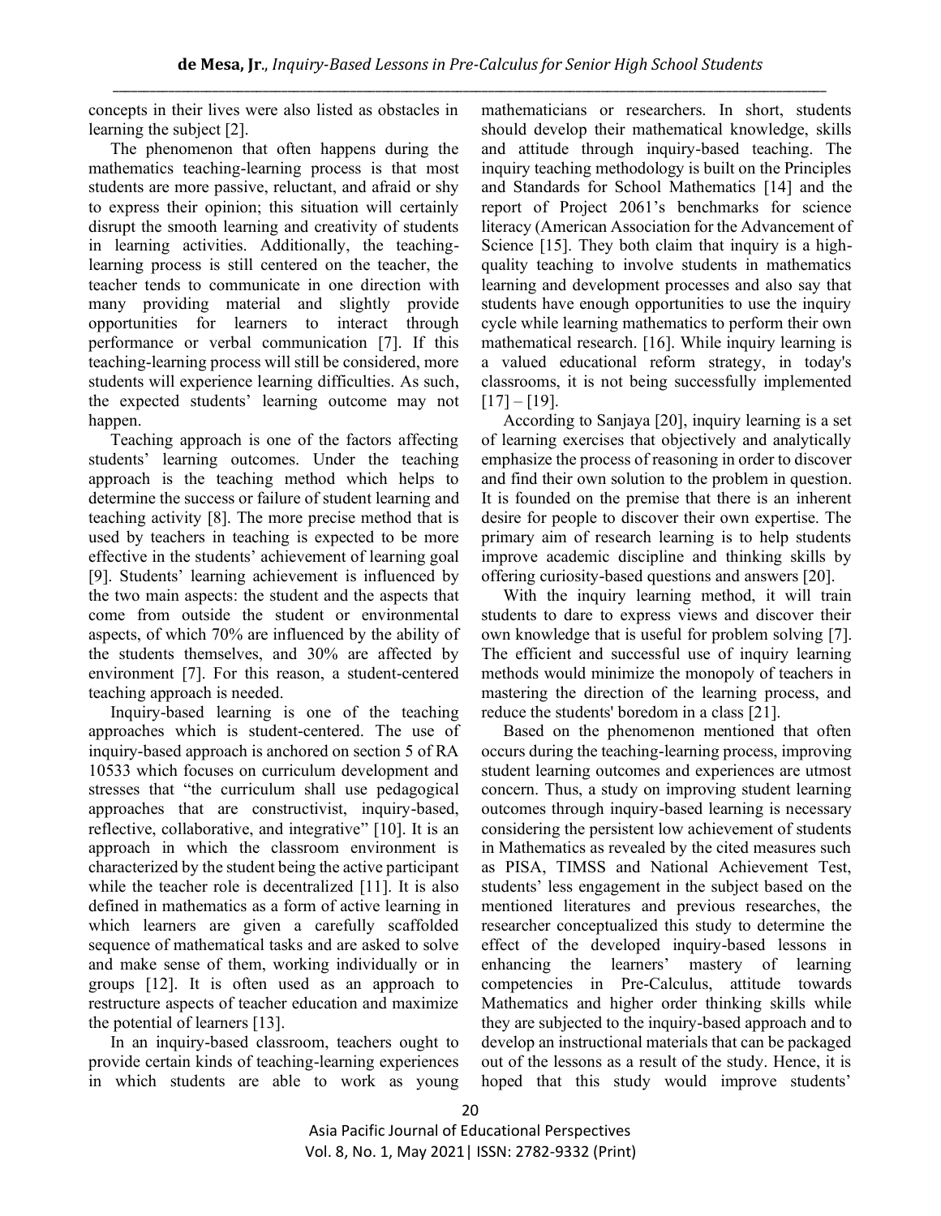concepts in their lives were also listed as obstacles in learning the subject [2].

The phenomenon that often happens during the mathematics teaching-learning process is that most students are more passive, reluctant, and afraid or shy to express their opinion; this situation will certainly disrupt the smooth learning and creativity of students in learning activities. Additionally, the teaching-learning process is still centered on the teacher, the teacher tends to communicate in one direction with many providing material and slightly provide opportunities for learners to interact through performance or verbal communication [7]. If this teaching-learning process will still be considered, more students will experience learning difficulties. As such, the expected students' learning outcome may not happen.

Teaching approach is one of the factors affecting students' learning outcomes. Under the teaching approach is the teaching method which helps to determine the success or failure of student learning and teaching activity [8]. The more precise method that is used by teachers in teaching is expected to be more effective in the students' achievement of learning goal [9]. Students' learning achievement is influenced by the two main aspects: the student and the aspects that come from outside the student or environmental aspects, of which 70% are influenced by the ability of the students themselves, and 30% are affected by environment [7]. For this reason, a student-centered teaching approach is needed.

Inquiry-based learning is one of the teaching approaches which is student-centered. The use of inquiry-based approach is anchored on section 5 of RA 10533 which focuses on curriculum development and stresses that "the curriculum shall use pedagogical approaches that are constructivist, inquiry-based, reflective, collaborative, and integrative" [10]. It is an approach in which the classroom environment is characterized by the student being the active participant while the teacher role is decentralized [11]. It is also defined in mathematics as a form of active learning in which learners are given a carefully scaffolded sequence of mathematical tasks and are asked to solve and make sense of them, working individually or in groups [12]. It is often used as an approach to restructure aspects of teacher education and maximize the potential of learners [13].

In an inquiry-based classroom, teachers ought to provide certain kinds of teaching-learning experiences in which students are able to work as young mathematicians or researchers. In short, students should develop their mathematical knowledge, skills and attitude through inquiry-based teaching. The inquiry teaching methodology is built on the Principles and Standards for School Mathematics [14] and the report of Project 2061's benchmarks for science literacy (American Association for the Advancement of Science [15]. They both claim that inquiry is a high-quality teaching to involve students in mathematics learning and development processes and also say that students have enough opportunities to use the inquiry cycle while learning mathematics to perform their own mathematical research. [16]. While inquiry learning is a valued educational reform strategy, in today's classrooms, it is not being successfully implemented [17] – [19].

According to Sanjaya [20], inquiry learning is a set of learning exercises that objectively and analytically emphasize the process of reasoning in order to discover and find their own solution to the problem in question. It is founded on the premise that there is an inherent desire for people to discover their own expertise. The primary aim of research learning is to help students improve academic discipline and thinking skills by offering curiosity-based questions and answers [20].

With the inquiry learning method, it will train students to dare to express views and discover their own knowledge that is useful for problem solving [7]. The efficient and successful use of inquiry learning methods would minimize the monopoly of teachers in mastering the direction of the learning process, and reduce the students' boredom in a class [21].

Based on the phenomenon mentioned that often occurs during the teaching-learning process, improving student learning outcomes and experiences are utmost concern. Thus, a study on improving student learning outcomes through inquiry-based learning is necessary considering the persistent low achievement of students in Mathematics as revealed by the cited measures such as PISA, TIMSS and National Achievement Test, students' less engagement in the subject based on the mentioned literatures and previous researches, the researcher conceptualized this study to determine the effect of the developed inquiry-based lessons in enhancing the learners' mastery of learning competencies in Pre-Calculus, attitude towards Mathematics and higher order thinking skills while they are subjected to the inquiry-based approach and to develop an instructional materials that can be packaged out of the lessons as a result of the study. Hence, it is hoped that this study would improve students'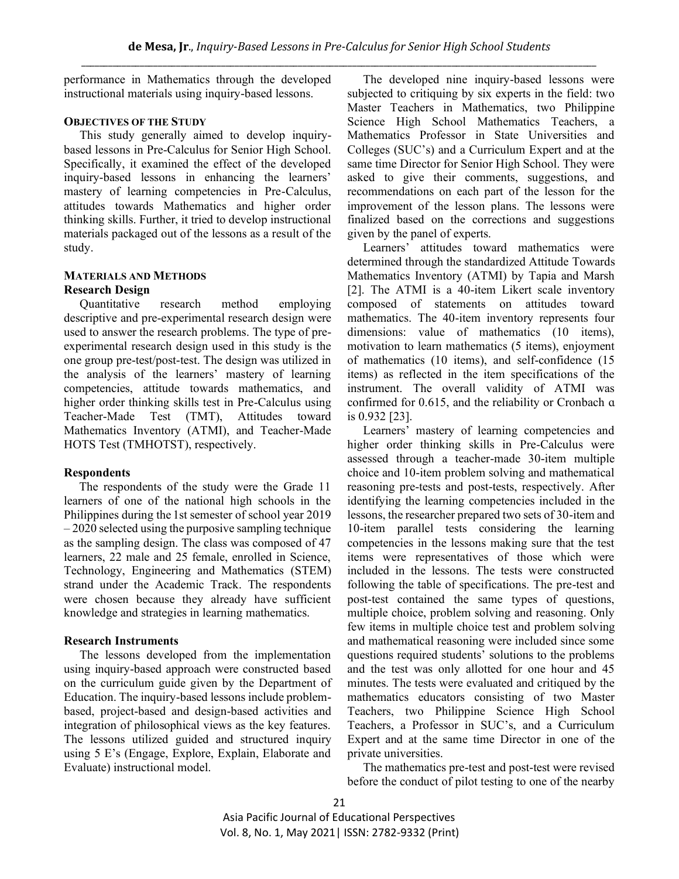performance in Mathematics through the developed instructional materials using inquiry-based lessons.

## OBJECTIVES OF THE STUDY

This study generally aimed to develop inquiry-based lessons in Pre-Calculus for Senior High School. Specifically, it examined the effect of the developed inquiry-based lessons in enhancing the learners' mastery of learning competencies in Pre-Calculus, attitudes towards Mathematics and higher order thinking skills. Further, it tried to develop instructional materials packaged out of the lessons as a result of the study.

## MATERIALS AND METHODS

### Research Design

Quantitative research method employing descriptive and pre-experimental research design were used to answer the research problems. The type of pre-experimental research design used in this study is the one group pre-test/post-test. The design was utilized in the analysis of the learners' mastery of learning competencies, attitude towards mathematics, and higher order thinking skills test in Pre-Calculus using Teacher-Made Test (TMT), Attitudes toward Mathematics Inventory (ATMI), and Teacher-Made HOTS Test (TMHOTST), respectively.

### Respondents

The respondents of the study were the Grade 11 learners of one of the national high schools in the Philippines during the 1st semester of school year 2019 – 2020 selected using the purposive sampling technique as the sampling design. The class was composed of 47 learners, 22 male and 25 female, enrolled in Science, Technology, Engineering and Mathematics (STEM) strand under the Academic Track. The respondents were chosen because they already have sufficient knowledge and strategies in learning mathematics.

### Research Instruments

The lessons developed from the implementation using inquiry-based approach were constructed based on the curriculum guide given by the Department of Education. The inquiry-based lessons include problem-based, project-based and design-based activities and integration of philosophical views as the key features. The lessons utilized guided and structured inquiry using 5 E's (Engage, Explore, Explain, Elaborate and Evaluate) instructional model.

The developed nine inquiry-based lessons were subjected to critiquing by six experts in the field: two Master Teachers in Mathematics, two Philippine Science High School Mathematics Teachers, a Mathematics Professor in State Universities and Colleges (SUC's) and a Curriculum Expert and at the same time Director for Senior High School. They were asked to give their comments, suggestions, and recommendations on each part of the lesson for the improvement of the lesson plans. The lessons were finalized based on the corrections and suggestions given by the panel of experts.

Learners' attitudes toward mathematics were determined through the standardized Attitude Towards Mathematics Inventory (ATMI) by Tapia and Marsh [2]. The ATMI is a 40-item Likert scale inventory composed of statements on attitudes toward mathematics. The 40-item inventory represents four dimensions: value of mathematics (10 items), motivation to learn mathematics (5 items), enjoyment of mathematics (10 items), and self-confidence (15 items) as reflected in the item specifications of the instrument. The overall validity of ATMI was confirmed for 0.615, and the reliability or Cronbach α is 0.932 [23].

Learners' mastery of learning competencies and higher order thinking skills in Pre-Calculus were assessed through a teacher-made 30-item multiple choice and 10-item problem solving and mathematical reasoning pre-tests and post-tests, respectively. After identifying the learning competencies included in the lessons, the researcher prepared two sets of 30-item and 10-item parallel tests considering the learning competencies in the lessons making sure that the test items were representatives of those which were included in the lessons. The tests were constructed following the table of specifications. The pre-test and post-test contained the same types of questions, multiple choice, problem solving and reasoning. Only few items in multiple choice test and problem solving and mathematical reasoning were included since some questions required students' solutions to the problems and the test was only allotted for one hour and 45 minutes. The tests were evaluated and critiqued by the mathematics educators consisting of two Master Teachers, two Philippine Science High School Teachers, a Professor in SUC's, and a Curriculum Expert and at the same time Director in one of the private universities.

The mathematics pre-test and post-test were revised before the conduct of pilot testing to one of the nearby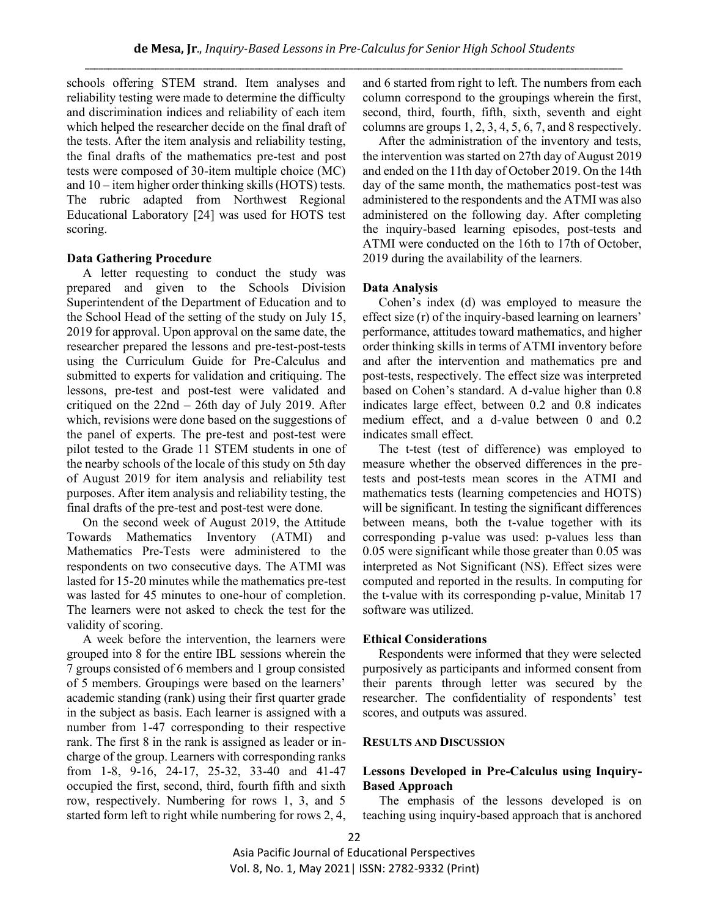schools offering STEM strand. Item analyses and reliability testing were made to determine the difficulty and discrimination indices and reliability of each item which helped the researcher decide on the final draft of the tests. After the item analysis and reliability testing, the final drafts of the mathematics pre-test and post tests were composed of 30-item multiple choice (MC) and 10 – item higher order thinking skills (HOTS) tests. The rubric adapted from Northwest Regional Educational Laboratory [24] was used for HOTS test scoring.

### Data Gathering Procedure

A letter requesting to conduct the study was prepared and given to the Schools Division Superintendent of the Department of Education and to the School Head of the setting of the study on July 15, 2019 for approval. Upon approval on the same date, the researcher prepared the lessons and pre-test-post-tests using the Curriculum Guide for Pre-Calculus and submitted to experts for validation and critiquing. The lessons, pre-test and post-test were validated and critiqued on the 22nd – 26th day of July 2019. After which, revisions were done based on the suggestions of the panel of experts. The pre-test and post-test were pilot tested to the Grade 11 STEM students in one of the nearby schools of the locale of this study on 5th day of August 2019 for item analysis and reliability test purposes. After item analysis and reliability testing, the final drafts of the pre-test and post-test were done.

On the second week of August 2019, the Attitude Towards Mathematics Inventory (ATMI) and Mathematics Pre-Tests were administered to the respondents on two consecutive days. The ATMI was lasted for 15-20 minutes while the mathematics pre-test was lasted for 45 minutes to one-hour of completion. The learners were not asked to check the test for the validity of scoring.

A week before the intervention, the learners were grouped into 8 for the entire IBL sessions wherein the 7 groups consisted of 6 members and 1 group consisted of 5 members. Groupings were based on the learners' academic standing (rank) using their first quarter grade in the subject as basis. Each learner is assigned with a number from 1-47 corresponding to their respective rank. The first 8 in the rank is assigned as leader or in-charge of the group. Learners with corresponding ranks from 1-8, 9-16, 24-17, 25-32, 33-40 and 41-47 occupied the first, second, third, fourth fifth and sixth row, respectively. Numbering for rows 1, 3, and 5 started form left to right while numbering for rows 2, 4, and 6 started from right to left. The numbers from each column correspond to the groupings wherein the first, second, third, fourth, fifth, sixth, seventh and eight columns are groups 1, 2, 3, 4, 5, 6, 7, and 8 respectively.

After the administration of the inventory and tests, the intervention was started on 27th day of August 2019 and ended on the 11th day of October 2019. On the 14th day of the same month, the mathematics post-test was administered to the respondents and the ATMI was also administered on the following day. After completing the inquiry-based learning episodes, post-tests and ATMI were conducted on the 16th to 17th of October, 2019 during the availability of the learners.

### Data Analysis

Cohen's index (d) was employed to measure the effect size (r) of the inquiry-based learning on learners' performance, attitudes toward mathematics, and higher order thinking skills in terms of ATMI inventory before and after the intervention and mathematics pre and post-tests, respectively. The effect size was interpreted based on Cohen's standard. A d-value higher than 0.8 indicates large effect, between 0.2 and 0.8 indicates medium effect, and a d-value between 0 and 0.2 indicates small effect.

The t-test (test of difference) was employed to measure whether the observed differences in the pre-tests and post-tests mean scores in the ATMI and mathematics tests (learning competencies and HOTS) will be significant. In testing the significant differences between means, both the t-value together with its corresponding p-value was used: p-values less than 0.05 were significant while those greater than 0.05 was interpreted as Not Significant (NS). Effect sizes were computed and reported in the results. In computing for the t-value with its corresponding p-value, Minitab 17 software was utilized.

### Ethical Considerations

Respondents were informed that they were selected purposively as participants and informed consent from their parents through letter was secured by the researcher. The confidentiality of respondents' test scores, and outputs was assured.

## RESULTS AND DISCUSSION

### Lessons Developed in Pre-Calculus using Inquiry-Based Approach

The emphasis of the lessons developed is on teaching using inquiry-based approach that is anchored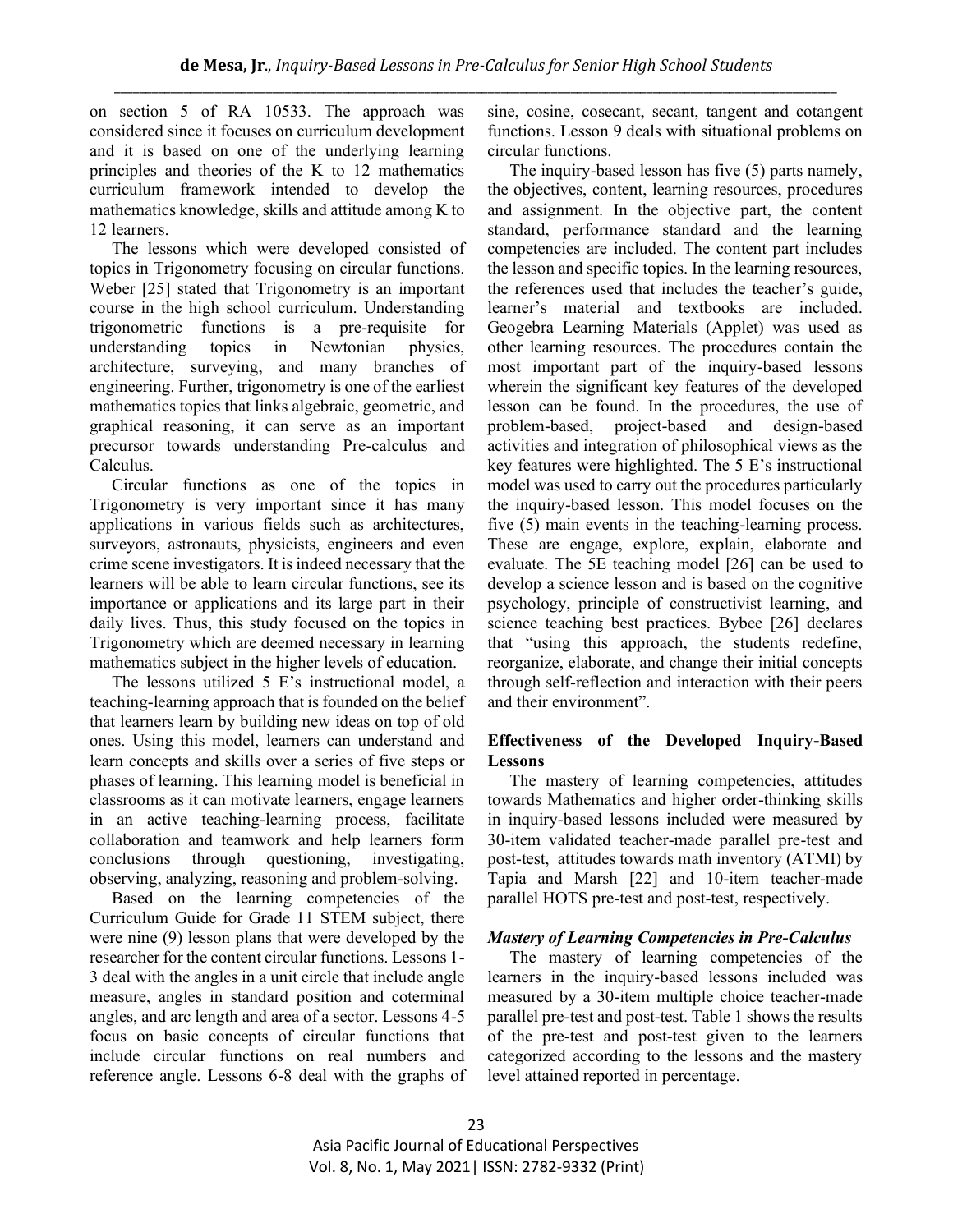on section 5 of RA 10533. The approach was considered since it focuses on curriculum development and it is based on one of the underlying learning principles and theories of the K to 12 mathematics curriculum framework intended to develop the mathematics knowledge, skills and attitude among K to 12 learners.

The lessons which were developed consisted of topics in Trigonometry focusing on circular functions. Weber [25] stated that Trigonometry is an important course in the high school curriculum. Understanding trigonometric functions is a pre-requisite for understanding topics in Newtonian physics, architecture, surveying, and many branches of engineering. Further, trigonometry is one of the earliest mathematics topics that links algebraic, geometric, and graphical reasoning, it can serve as an important precursor towards understanding Pre-calculus and Calculus.

Circular functions as one of the topics in Trigonometry is very important since it has many applications in various fields such as architectures, surveyors, astronauts, physicists, engineers and even crime scene investigators. It is indeed necessary that the learners will be able to learn circular functions, see its importance or applications and its large part in their daily lives. Thus, this study focused on the topics in Trigonometry which are deemed necessary in learning mathematics subject in the higher levels of education.

The lessons utilized 5 E's instructional model, a teaching-learning approach that is founded on the belief that learners learn by building new ideas on top of old ones. Using this model, learners can understand and learn concepts and skills over a series of five steps or phases of learning. This learning model is beneficial in classrooms as it can motivate learners, engage learners in an active teaching-learning process, facilitate collaboration and teamwork and help learners form conclusions through questioning, investigating, observing, analyzing, reasoning and problem-solving.

Based on the learning competencies of the Curriculum Guide for Grade 11 STEM subject, there were nine (9) lesson plans that were developed by the researcher for the content circular functions. Lessons 1-3 deal with the angles in a unit circle that include angle measure, angles in standard position and coterminal angles, and arc length and area of a sector. Lessons 4-5 focus on basic concepts of circular functions that include circular functions on real numbers and reference angle. Lessons 6-8 deal with the graphs of sine, cosine, cosecant, secant, tangent and cotangent functions. Lesson 9 deals with situational problems on circular functions.

The inquiry-based lesson has five (5) parts namely, the objectives, content, learning resources, procedures and assignment. In the objective part, the content standard, performance standard and the learning competencies are included. The content part includes the lesson and specific topics. In the learning resources, the references used that includes the teacher's guide, learner's material and textbooks are included. Geogebra Learning Materials (Applet) was used as other learning resources. The procedures contain the most important part of the inquiry-based lessons wherein the significant key features of the developed lesson can be found. In the procedures, the use of problem-based, project-based and design-based activities and integration of philosophical views as the key features were highlighted. The 5 E's instructional model was used to carry out the procedures particularly the inquiry-based lesson. This model focuses on the five (5) main events in the teaching-learning process. These are engage, explore, explain, elaborate and evaluate. The 5E teaching model [26] can be used to develop a science lesson and is based on the cognitive psychology, principle of constructivist learning, and science teaching best practices. Bybee [26] declares that "using this approach, the students redefine, reorganize, elaborate, and change their initial concepts through self-reflection and interaction with their peers and their environment".

## Effectiveness of the Developed Inquiry-Based Lessons

The mastery of learning competencies, attitudes towards Mathematics and higher order-thinking skills in inquiry-based lessons included were measured by 30-item validated teacher-made parallel pre-test and post-test, attitudes towards math inventory (ATMI) by Tapia and Marsh [22] and 10-item teacher-made parallel HOTS pre-test and post-test, respectively.

### *Mastery of Learning Competencies in Pre-Calculus*

The mastery of learning competencies of the learners in the inquiry-based lessons included was measured by a 30-item multiple choice teacher-made parallel pre-test and post-test. Table 1 shows the results of the pre-test and post-test given to the learners categorized according to the lessons and the mastery level attained reported in percentage.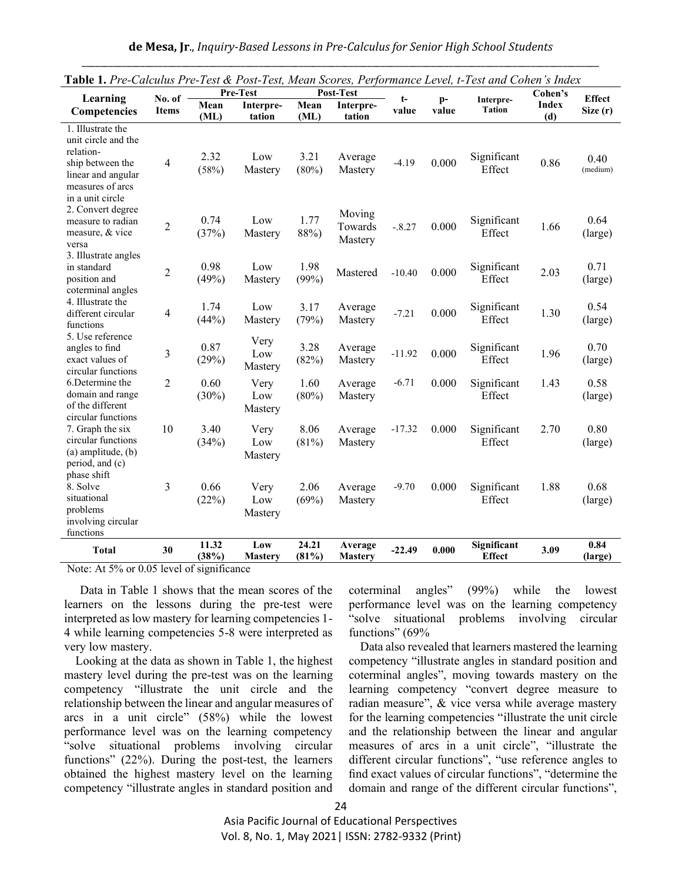**Table 1.** *Pre-Calculus Pre-Test & Post-Test, Mean Scores, Performance Level, t-Test and Cohen's Index*

| Learning Competencies | No. of Items | Pre-Test | | Post-Test | | t-value | p-value | Interpre-Tation | Cohen's Index (d) | Effect Size (r) |
|---|---|---|---|---|---|---|---|---|---|---|
| | | Mean (ML) | Interpre-tation | Mean (ML) | Interpre-tation | | | | | |
| 1. Illustrate the unit circle and the relation-ship between the linear and angular measures of arcs in a unit circle | 4 | 2.32 (58%) | Low Mastery | 3.21 (80%) | Average Mastery | -4.19 | 0.000 | Significant Effect | 0.86 | 0.40 (medium) |
| 2. Convert degree measure to radian measure, & vice versa | 2 | 0.74 (37%) | Low Mastery | 1.77 88%) | Moving Towards Mastery | -.8.27 | 0.000 | Significant Effect | 1.66 | 0.64 (large) |
| 3. Illustrate angles in standard position and coterminal angles | 2 | 0.98 (49%) | Low Mastery | 1.98 (99%) | Mastered | -10.40 | 0.000 | Significant Effect | 2.03 | 0.71 (large) |
| 4. Illustrate the different circular functions | 4 | 1.74 (44%) | Low Mastery | 3.17 (79%) | Average Mastery | -7.21 | 0.000 | Significant Effect | 1.30 | 0.54 (large) |
| 5. Use reference angles to find exact values of circular functions | 3 | 0.87 (29%) | Very Low Mastery | 3.28 (82%) | Average Mastery | -11.92 | 0.000 | Significant Effect | 1.96 | 0.70 (large) |
| 6.Determine the domain and range of the different circular functions | 2 | 0.60 (30%) | Very Low Mastery | 1.60 (80%) | Average Mastery | -6.71 | 0.000 | Significant Effect | 1.43 | 0.58 (large) |
| 7. Graph the six circular functions (a) amplitude, (b) period, and (c) phase shift | 10 | 3.40 (34%) | Very Low Mastery | 8.06 (81%) | Average Mastery | -17.32 | 0.000 | Significant Effect | 2.70 | 0.80 (large) |
| 8. Solve situational problems involving circular functions | 3 | 0.66 (22%) | Very Low Mastery | 2.06 (69%) | Average Mastery | -9.70 | 0.000 | Significant Effect | 1.88 | 0.68 (large) |
| **Total** | **30** | **11.32 (38%)** | **Low Mastery** | **24.21 (81%)** | **Average Mastery** | **-22.49** | **0.000** | **Significant Effect** | **3.09** | **0.84 (large)** |

Note: At 5% or 0.05 level of significance

Data in Table 1 shows that the mean scores of the learners on the lessons during the pre-test were interpreted as low mastery for learning competencies 1-4 while learning competencies 5-8 were interpreted as very low mastery.

Looking at the data as shown in Table 1, the highest mastery level during the pre-test was on the learning competency "illustrate the unit circle and the relationship between the linear and angular measures of arcs in a unit circle" (58%) while the lowest performance level was on the learning competency "solve situational problems involving circular functions" (22%). During the post-test, the learners obtained the highest mastery level on the learning competency "illustrate angles in standard position and coterminal angles" (99%) while the lowest performance level was on the learning competency "solve situational problems involving circular functions" (69%

Data also revealed that learners mastered the learning competency "illustrate angles in standard position and coterminal angles", moving towards mastery on the learning competency "convert degree measure to radian measure", & vice versa while average mastery for the learning competencies "illustrate the unit circle and the relationship between the linear and angular measures of arcs in a unit circle", "illustrate the different circular functions", "use reference angles to find exact values of circular functions", "determine the domain and range of the different circular functions",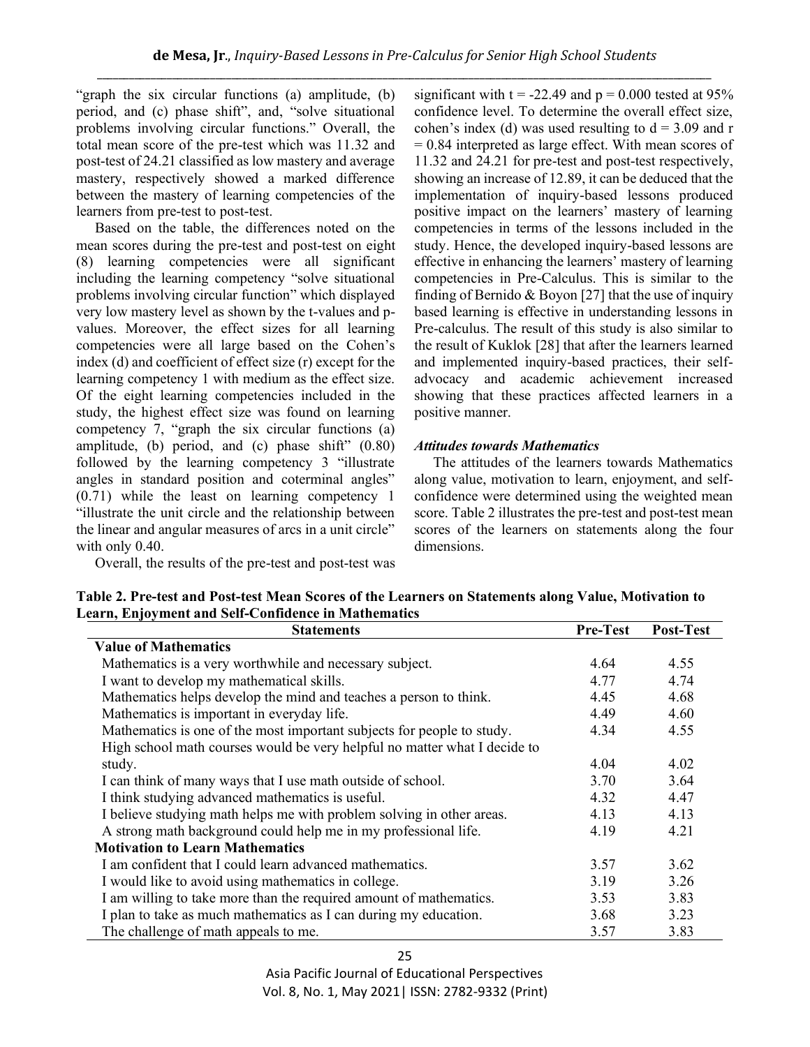"graph the six circular functions (a) amplitude, (b) period, and (c) phase shift", and, "solve situational problems involving circular functions." Overall, the total mean score of the pre-test which was 11.32 and post-test of 24.21 classified as low mastery and average mastery, respectively showed a marked difference between the mastery of learning competencies of the learners from pre-test to post-test.

Based on the table, the differences noted on the mean scores during the pre-test and post-test on eight (8) learning competencies were all significant including the learning competency "solve situational problems involving circular function" which displayed very low mastery level as shown by the t-values and p-values. Moreover, the effect sizes for all learning competencies were all large based on the Cohen's index (d) and coefficient of effect size (r) except for the learning competency 1 with medium as the effect size. Of the eight learning competencies included in the study, the highest effect size was found on learning competency 7, "graph the six circular functions (a) amplitude, (b) period, and (c) phase shift" (0.80) followed by the learning competency 3 "illustrate angles in standard position and coterminal angles" (0.71) while the least on learning competency 1 "illustrate the unit circle and the relationship between the linear and angular measures of arcs in a unit circle" with only 0.40.

Overall, the results of the pre-test and post-test was significant with $t = -22.49$ and $p = 0.000$ tested at 95% confidence level. To determine the overall effect size, cohen's index (d) was used resulting to $d = 3.09$ and $r = 0.84$ interpreted as large effect. With mean scores of 11.32 and 24.21 for pre-test and post-test respectively, showing an increase of 12.89, it can be deduced that the implementation of inquiry-based lessons produced positive impact on the learners' mastery of learning competencies in terms of the lessons included in the study. Hence, the developed inquiry-based lessons are effective in enhancing the learners' mastery of learning competencies in Pre-Calculus. This is similar to the finding of Bernido & Boyon [27] that the use of inquiry based learning is effective in understanding lessons in Pre-calculus. The result of this study is also similar to the result of Kuklok [28] that after the learners learned and implemented inquiry-based practices, their self-advocacy and academic achievement increased showing that these practices affected learners in a positive manner.

### *Attitudes towards Mathematics*

The attitudes of the learners towards Mathematics along value, motivation to learn, enjoyment, and self-confidence were determined using the weighted mean score. Table 2 illustrates the pre-test and post-test mean scores of the learners on statements along the four dimensions.

**Table 2. Pre-test and Post-test Mean Scores of the Learners on Statements along Value, Motivation to Learn, Enjoyment and Self-Confidence in Mathematics**

| Statements | Pre-Test | Post-Test |
|---|---|---|
| **Value of Mathematics** | | |
| Mathematics is a very worthwhile and necessary subject. | 4.64 | 4.55 |
| I want to develop my mathematical skills. | 4.77 | 4.74 |
| Mathematics helps develop the mind and teaches a person to think. | 4.45 | 4.68 |
| Mathematics is important in everyday life. | 4.49 | 4.60 |
| Mathematics is one of the most important subjects for people to study. | 4.34 | 4.55 |
| High school math courses would be very helpful no matter what I decide to study. | 4.04 | 4.02 |
| I can think of many ways that I use math outside of school. | 3.70 | 3.64 |
| I think studying advanced mathematics is useful. | 4.32 | 4.47 |
| I believe studying math helps me with problem solving in other areas. | 4.13 | 4.13 |
| A strong math background could help me in my professional life. | 4.19 | 4.21 |
| **Motivation to Learn Mathematics** | | |
| I am confident that I could learn advanced mathematics. | 3.57 | 3.62 |
| I would like to avoid using mathematics in college. | 3.19 | 3.26 |
| I am willing to take more than the required amount of mathematics. | 3.53 | 3.83 |
| I plan to take as much mathematics as I can during my education. | 3.68 | 3.23 |
| The challenge of math appeals to me. | 3.57 | 3.83 |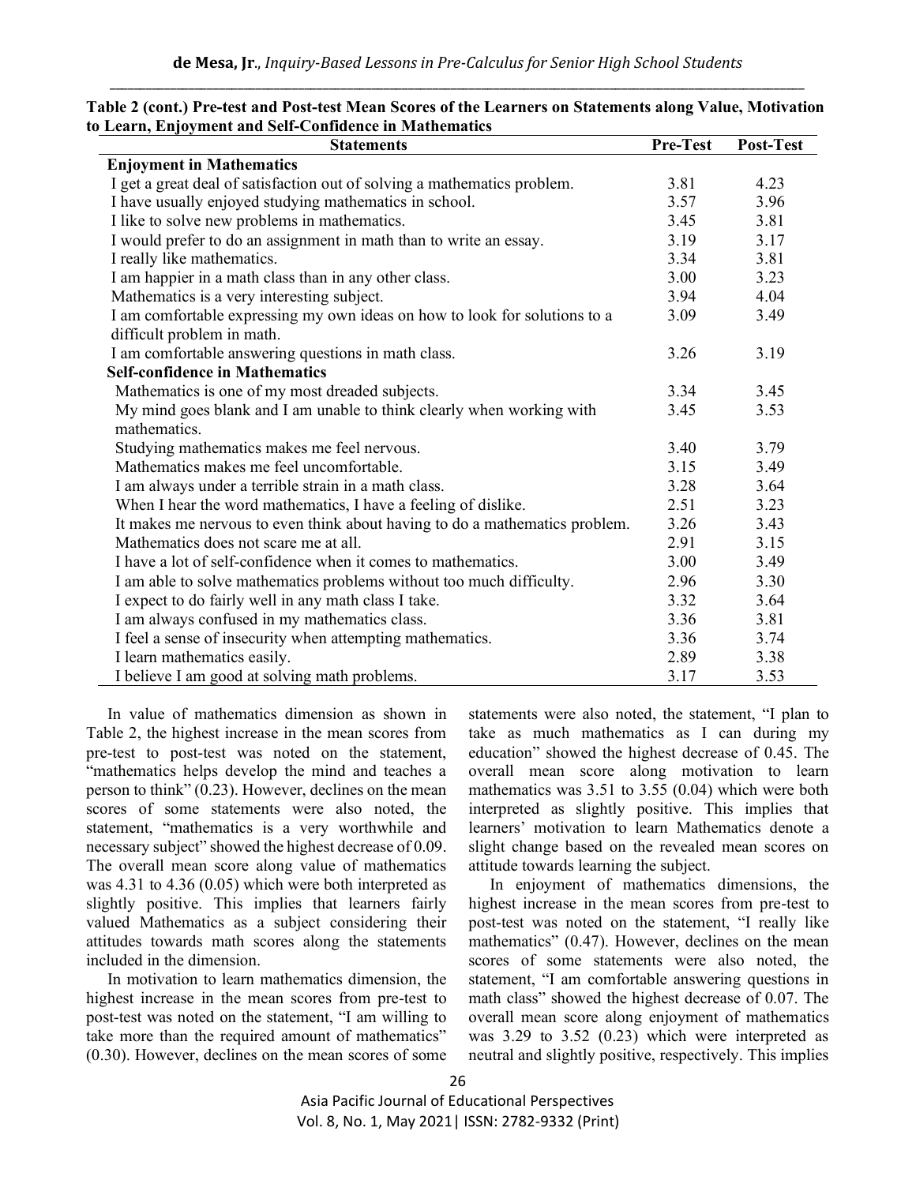**Table 2 (cont.) Pre-test and Post-test Mean Scores of the Learners on Statements along Value, Motivation to Learn, Enjoyment and Self-Confidence in Mathematics**

| Statements | Pre-Test | Post-Test |
|---|---|---|
| **Enjoyment in Mathematics** | | |
| I get a great deal of satisfaction out of solving a mathematics problem. | 3.81 | 4.23 |
| I have usually enjoyed studying mathematics in school. | 3.57 | 3.96 |
| I like to solve new problems in mathematics. | 3.45 | 3.81 |
| I would prefer to do an assignment in math than to write an essay. | 3.19 | 3.17 |
| I really like mathematics. | 3.34 | 3.81 |
| I am happier in a math class than in any other class. | 3.00 | 3.23 |
| Mathematics is a very interesting subject. | 3.94 | 4.04 |
| I am comfortable expressing my own ideas on how to look for solutions to a difficult problem in math. | 3.09 | 3.49 |
| I am comfortable answering questions in math class. | 3.26 | 3.19 |
| **Self-confidence in Mathematics** | | |
| Mathematics is one of my most dreaded subjects. | 3.34 | 3.45 |
| My mind goes blank and I am unable to think clearly when working with mathematics. | 3.45 | 3.53 |
| Studying mathematics makes me feel nervous. | 3.40 | 3.79 |
| Mathematics makes me feel uncomfortable. | 3.15 | 3.49 |
| I am always under a terrible strain in a math class. | 3.28 | 3.64 |
| When I hear the word mathematics, I have a feeling of dislike. | 2.51 | 3.23 |
| It makes me nervous to even think about having to do a mathematics problem. | 3.26 | 3.43 |
| Mathematics does not scare me at all. | 2.91 | 3.15 |
| I have a lot of self-confidence when it comes to mathematics. | 3.00 | 3.49 |
| I am able to solve mathematics problems without too much difficulty. | 2.96 | 3.30 |
| I expect to do fairly well in any math class I take. | 3.32 | 3.64 |
| I am always confused in my mathematics class. | 3.36 | 3.81 |
| I feel a sense of insecurity when attempting mathematics. | 3.36 | 3.74 |
| I learn mathematics easily. | 2.89 | 3.38 |
| I believe I am good at solving math problems. | 3.17 | 3.53 |

In value of mathematics dimension as shown in Table 2, the highest increase in the mean scores from pre-test to post-test was noted on the statement, "mathematics helps develop the mind and teaches a person to think" (0.23). However, declines on the mean scores of some statements were also noted, the statement, "mathematics is a very worthwhile and necessary subject" showed the highest decrease of 0.09. The overall mean score along value of mathematics was 4.31 to 4.36 (0.05) which were both interpreted as slightly positive. This implies that learners fairly valued Mathematics as a subject considering their attitudes towards math scores along the statements included in the dimension.

In motivation to learn mathematics dimension, the highest increase in the mean scores from pre-test to post-test was noted on the statement, "I am willing to take more than the required amount of mathematics" (0.30). However, declines on the mean scores of some statements were also noted, the statement, "I plan to take as much mathematics as I can during my education" showed the highest decrease of 0.45. The overall mean score along motivation to learn mathematics was 3.51 to 3.55 (0.04) which were both interpreted as slightly positive. This implies that learners' motivation to learn Mathematics denote a slight change based on the revealed mean scores on attitude towards learning the subject.

In enjoyment of mathematics dimensions, the highest increase in the mean scores from pre-test to post-test was noted on the statement, "I really like mathematics" (0.47). However, declines on the mean scores of some statements were also noted, the statement, "I am comfortable answering questions in math class" showed the highest decrease of 0.07. The overall mean score along enjoyment of mathematics was 3.29 to 3.52 (0.23) which were interpreted as neutral and slightly positive, respectively. This implies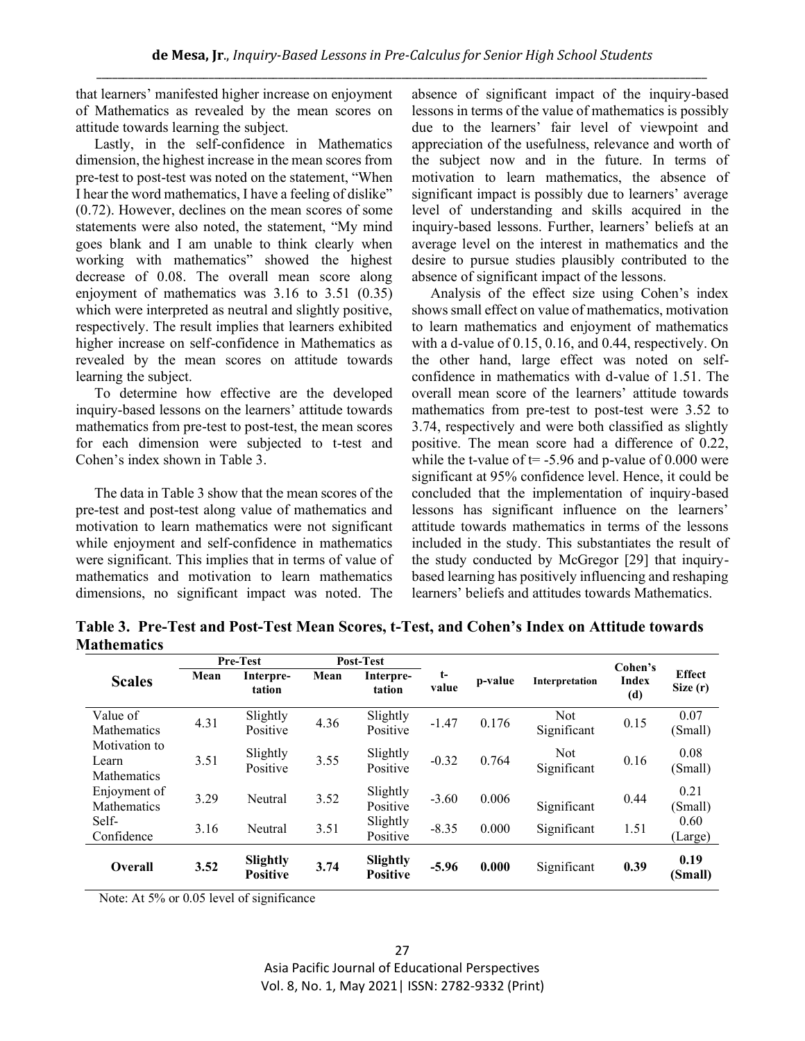that learners' manifested higher increase on enjoyment of Mathematics as revealed by the mean scores on attitude towards learning the subject.

Lastly, in the self-confidence in Mathematics dimension, the highest increase in the mean scores from pre-test to post-test was noted on the statement, "When I hear the word mathematics, I have a feeling of dislike" (0.72). However, declines on the mean scores of some statements were also noted, the statement, "My mind goes blank and I am unable to think clearly when working with mathematics" showed the highest decrease of 0.08. The overall mean score along enjoyment of mathematics was 3.16 to 3.51 (0.35) which were interpreted as neutral and slightly positive, respectively. The result implies that learners exhibited higher increase on self-confidence in Mathematics as revealed by the mean scores on attitude towards learning the subject.

To determine how effective are the developed inquiry-based lessons on the learners' attitude towards mathematics from pre-test to post-test, the mean scores for each dimension were subjected to t-test and Cohen's index shown in Table 3.

The data in Table 3 show that the mean scores of the pre-test and post-test along value of mathematics and motivation to learn mathematics were not significant while enjoyment and self-confidence in mathematics were significant. This implies that in terms of value of mathematics and motivation to learn mathematics dimensions, no significant impact was noted. The absence of significant impact of the inquiry-based lessons in terms of the value of mathematics is possibly due to the learners' fair level of viewpoint and appreciation of the usefulness, relevance and worth of the subject now and in the future. In terms of motivation to learn mathematics, the absence of significant impact is possibly due to learners' average level of understanding and skills acquired in the inquiry-based lessons. Further, learners' beliefs at an average level on the interest in mathematics and the desire to pursue studies plausibly contributed to the absence of significant impact of the lessons.

Analysis of the effect size using Cohen's index shows small effect on value of mathematics, motivation to learn mathematics and enjoyment of mathematics with a d-value of 0.15, 0.16, and 0.44, respectively. On the other hand, large effect was noted on self-confidence in mathematics with d-value of 1.51. The overall mean score of the learners' attitude towards mathematics from pre-test to post-test were 3.52 to 3.74, respectively and were both classified as slightly positive. The mean score had a difference of 0.22, while the t-value of t= -5.96 and p-value of 0.000 were significant at 95% confidence level. Hence, it could be concluded that the implementation of inquiry-based lessons has significant influence on the learners' attitude towards mathematics in terms of the lessons included in the study. This substantiates the result of the study conducted by McGregor [29] that inquiry-based learning has positively influencing and reshaping learners' beliefs and attitudes towards Mathematics.

**Table 3. Pre-Test and Post-Test Mean Scores, t-Test, and Cohen's Index on Attitude towards Mathematics**

| Scales | Pre-Test | | Post-Test | | t-value | p-value | Interpretation | Cohen's Index (d) | Effect Size (r) |
|---|---|---|---|---|---|---|---|---|---|
| | Mean | Interpretation | Mean | Interpretation | | | | | |
| Value of Mathematics | 4.31 | Slightly Positive | 4.36 | Slightly Positive | -1.47 | 0.176 | Not Significant | 0.15 | 0.07 (Small) |
| Motivation to Learn Mathematics | 3.51 | Slightly Positive | 3.55 | Slightly Positive | -0.32 | 0.764 | Not Significant | 0.16 | 0.08 (Small) |
| Enjoyment of Mathematics | 3.29 | Neutral | 3.52 | Slightly Positive | -3.60 | 0.006 | Significant | 0.44 | 0.21 (Small) |
| Self-Confidence | 3.16 | Neutral | 3.51 | Slightly Positive | -8.35 | 0.000 | Significant | 1.51 | 0.60 (Large) |
| **Overall** | **3.52** | **Slightly Positive** | **3.74** | **Slightly Positive** | **-5.96** | **0.000** | Significant | **0.39** | **0.19 (Small)** |

Note: At 5% or 0.05 level of significance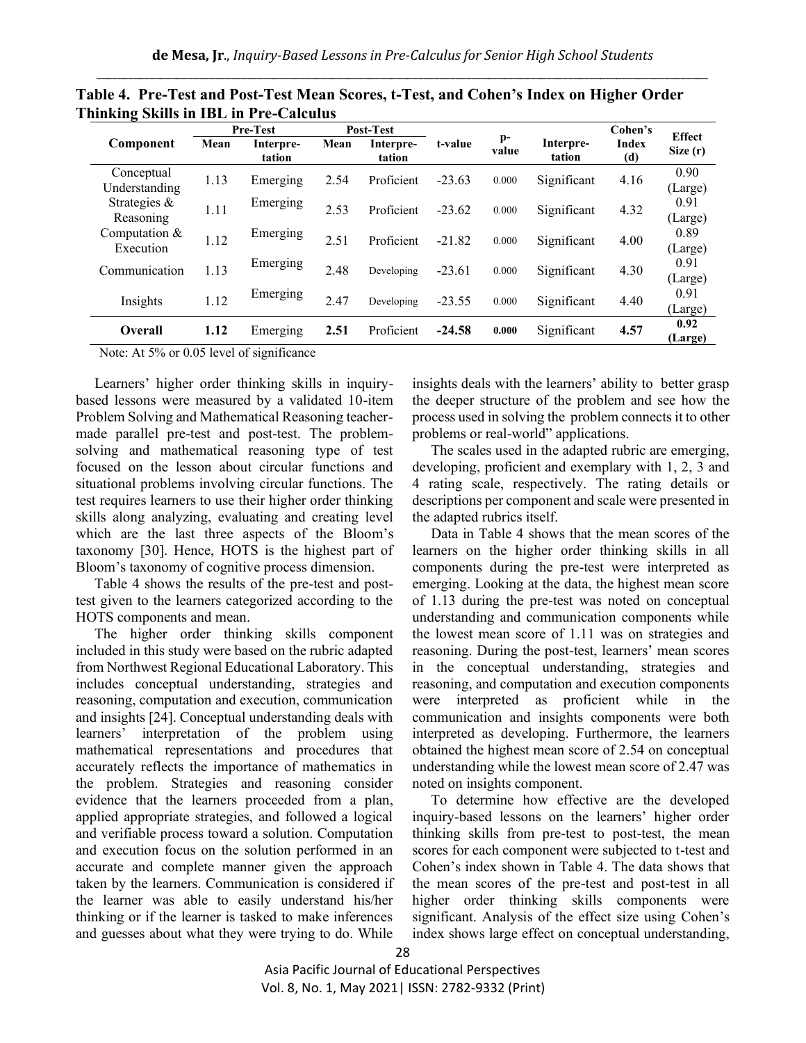**Table 4. Pre-Test and Post-Test Mean Scores, t-Test, and Cohen's Index on Higher Order Thinking Skills in IBL in Pre-Calculus**

| Component | Pre-Test | | Post-Test | | t-value | p-value | Interpre-tation | Cohen's Index (d) | Effect Size (r) |
|---|---|---|---|---|---|---|---|---|---|
| | Mean | Interpre-tation | Mean | Interpre-tation | | | | | |
| Conceptual Understanding | 1.13 | Emerging | 2.54 | Proficient | -23.63 | 0.000 | Significant | 4.16 | 0.90 (Large) |
| Strategies & Reasoning | 1.11 | Emerging | 2.53 | Proficient | -23.62 | 0.000 | Significant | 4.32 | 0.91 (Large) |
| Computation & Execution | 1.12 | Emerging | 2.51 | Proficient | -21.82 | 0.000 | Significant | 4.00 | 0.89 (Large) |
| Communication | 1.13 | Emerging | 2.48 | Developing | -23.61 | 0.000 | Significant | 4.30 | 0.91 (Large) |
| Insights | 1.12 | Emerging | 2.47 | Developing | -23.55 | 0.000 | Significant | 4.40 | 0.91 (Large) |
| **Overall** | **1.12** | Emerging | **2.51** | Proficient | **-24.58** | **0.000** | Significant | **4.57** | **0.92 (Large)** |

Note: At 5% or 0.05 level of significance

Learners' higher order thinking skills in inquiry-based lessons were measured by a validated 10-item Problem Solving and Mathematical Reasoning teacher-made parallel pre-test and post-test. The problem-solving and mathematical reasoning type of test focused on the lesson about circular functions and situational problems involving circular functions. The test requires learners to use their higher order thinking skills along analyzing, evaluating and creating level which are the last three aspects of the Bloom's taxonomy [30]. Hence, HOTS is the highest part of Bloom's taxonomy of cognitive process dimension.

Table 4 shows the results of the pre-test and post-test given to the learners categorized according to the HOTS components and mean.

The higher order thinking skills component included in this study were based on the rubric adapted from Northwest Regional Educational Laboratory. This includes conceptual understanding, strategies and reasoning, computation and execution, communication and insights [24]. Conceptual understanding deals with learners' interpretation of the problem using mathematical representations and procedures that accurately reflects the importance of mathematics in the problem. Strategies and reasoning consider evidence that the learners proceeded from a plan, applied appropriate strategies, and followed a logical and verifiable process toward a solution. Computation and execution focus on the solution performed in an accurate and complete manner given the approach taken by the learners. Communication is considered if the learner was able to easily understand his/her thinking or if the learner is tasked to make inferences and guesses about what they were trying to do. While insights deals with the learners' ability to better grasp the deeper structure of the problem and see how the process used in solving the problem connects it to other problems or real-world" applications.

The scales used in the adapted rubric are emerging, developing, proficient and exemplary with 1, 2, 3 and 4 rating scale, respectively. The rating details or descriptions per component and scale were presented in the adapted rubrics itself.

Data in Table 4 shows that the mean scores of the learners on the higher order thinking skills in all components during the pre-test were interpreted as emerging. Looking at the data, the highest mean score of 1.13 during the pre-test was noted on conceptual understanding and communication components while the lowest mean score of 1.11 was on strategies and reasoning. During the post-test, learners' mean scores in the conceptual understanding, strategies and reasoning, and computation and execution components were interpreted as proficient while in the communication and insights components were both interpreted as developing. Furthermore, the learners obtained the highest mean score of 2.54 on conceptual understanding while the lowest mean score of 2.47 was noted on insights component.

To determine how effective are the developed inquiry-based lessons on the learners' higher order thinking skills from pre-test to post-test, the mean scores for each component were subjected to t-test and Cohen's index shown in Table 4. The data shows that the mean scores of the pre-test and post-test in all higher order thinking skills components were significant. Analysis of the effect size using Cohen's index shows large effect on conceptual understanding,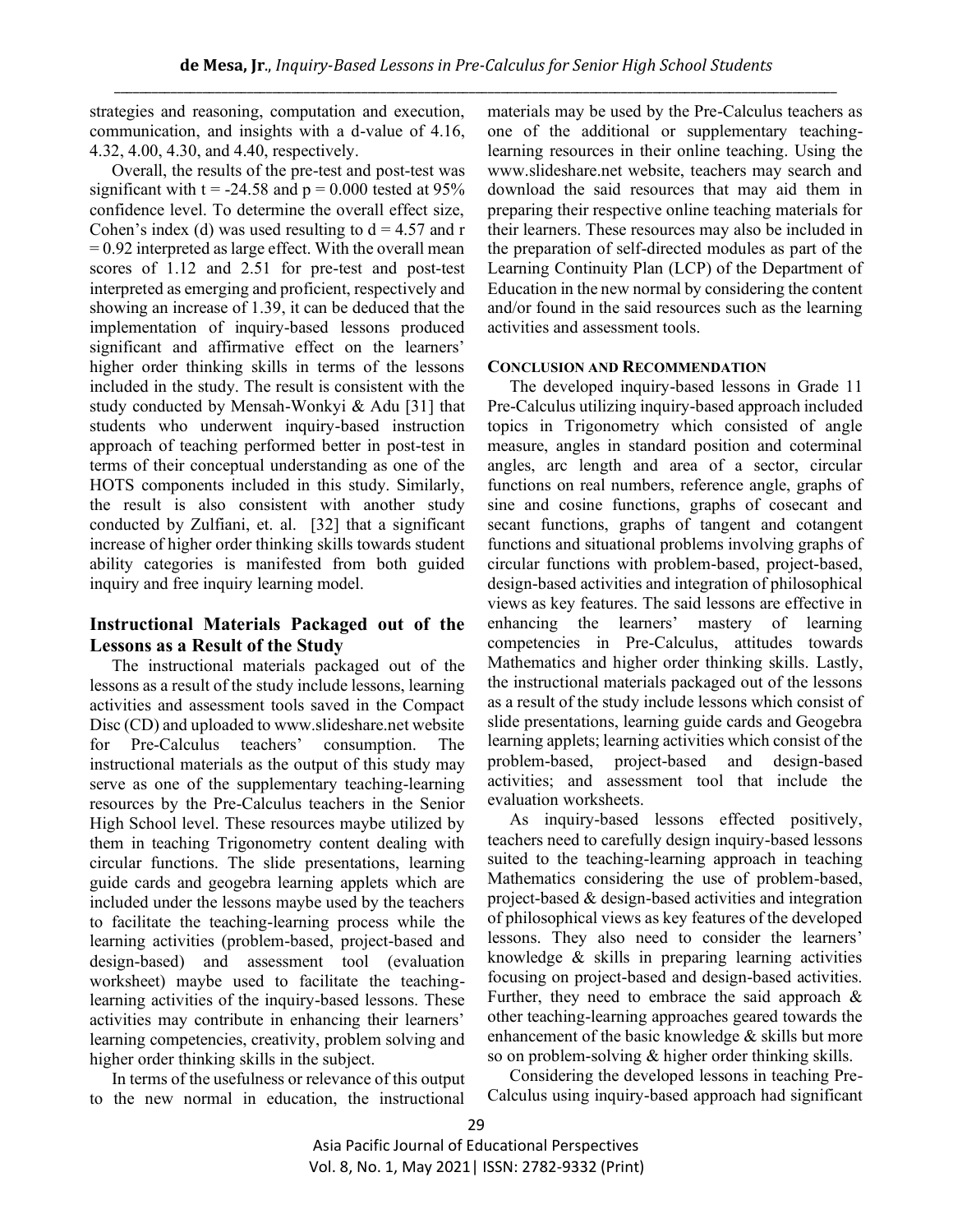strategies and reasoning, computation and execution, communication, and insights with a d-value of 4.16, 4.32, 4.00, 4.30, and 4.40, respectively.

Overall, the results of the pre-test and post-test was significant with $t = -24.58$ and $p = 0.000$ tested at 95% confidence level. To determine the overall effect size, Cohen's index (d) was used resulting to $d = 4.57$ and $r = 0.92$ interpreted as large effect. With the overall mean scores of 1.12 and 2.51 for pre-test and post-test interpreted as emerging and proficient, respectively and showing an increase of 1.39, it can be deduced that the implementation of inquiry-based lessons produced significant and affirmative effect on the learners' higher order thinking skills in terms of the lessons included in the study. The result is consistent with the study conducted by Mensah-Wonkyi & Adu [31] that students who underwent inquiry-based instruction approach of teaching performed better in post-test in terms of their conceptual understanding as one of the HOTS components included in this study. Similarly, the result is also consistent with another study conducted by Zulfiani, et. al. [32] that a significant increase of higher order thinking skills towards student ability categories is manifested from both guided inquiry and free inquiry learning model.

## Instructional Materials Packaged out of the Lessons as a Result of the Study

The instructional materials packaged out of the lessons as a result of the study include lessons, learning activities and assessment tools saved in the Compact Disc (CD) and uploaded to www.slideshare.net website for Pre-Calculus teachers' consumption. The instructional materials as the output of this study may serve as one of the supplementary teaching-learning resources by the Pre-Calculus teachers in the Senior High School level. These resources maybe utilized by them in teaching Trigonometry content dealing with circular functions. The slide presentations, learning guide cards and geogebra learning applets which are included under the lessons maybe used by the teachers to facilitate the teaching-learning process while the learning activities (problem-based, project-based and design-based) and assessment tool (evaluation worksheet) maybe used to facilitate the teaching-learning activities of the inquiry-based lessons. These activities may contribute in enhancing their learners' learning competencies, creativity, problem solving and higher order thinking skills in the subject.

In terms of the usefulness or relevance of this output to the new normal in education, the instructional materials may be used by the Pre-Calculus teachers as one of the additional or supplementary teaching-learning resources in their online teaching. Using the www.slideshare.net website, teachers may search and download the said resources that may aid them in preparing their respective online teaching materials for their learners. These resources may also be included in the preparation of self-directed modules as part of the Learning Continuity Plan (LCP) of the Department of Education in the new normal by considering the content and/or found in the said resources such as the learning activities and assessment tools.

## CONCLUSION AND RECOMMENDATION

The developed inquiry-based lessons in Grade 11 Pre-Calculus utilizing inquiry-based approach included topics in Trigonometry which consisted of angle measure, angles in standard position and coterminal angles, arc length and area of a sector, circular functions on real numbers, reference angle, graphs of sine and cosine functions, graphs of cosecant and secant functions, graphs of tangent and cotangent functions and situational problems involving graphs of circular functions with problem-based, project-based, design-based activities and integration of philosophical views as key features. The said lessons are effective in enhancing the learners' mastery of learning competencies in Pre-Calculus, attitudes towards Mathematics and higher order thinking skills. Lastly, the instructional materials packaged out of the lessons as a result of the study include lessons which consist of slide presentations, learning guide cards and Geogebra learning applets; learning activities which consist of the problem-based, project-based and design-based activities; and assessment tool that include the evaluation worksheets.

As inquiry-based lessons effected positively, teachers need to carefully design inquiry-based lessons suited to the teaching-learning approach in teaching Mathematics considering the use of problem-based, project-based & design-based activities and integration of philosophical views as key features of the developed lessons. They also need to consider the learners' knowledge & skills in preparing learning activities focusing on project-based and design-based activities. Further, they need to embrace the said approach & other teaching-learning approaches geared towards the enhancement of the basic knowledge & skills but more so on problem-solving & higher order thinking skills.

Considering the developed lessons in teaching Pre-Calculus using inquiry-based approach had significant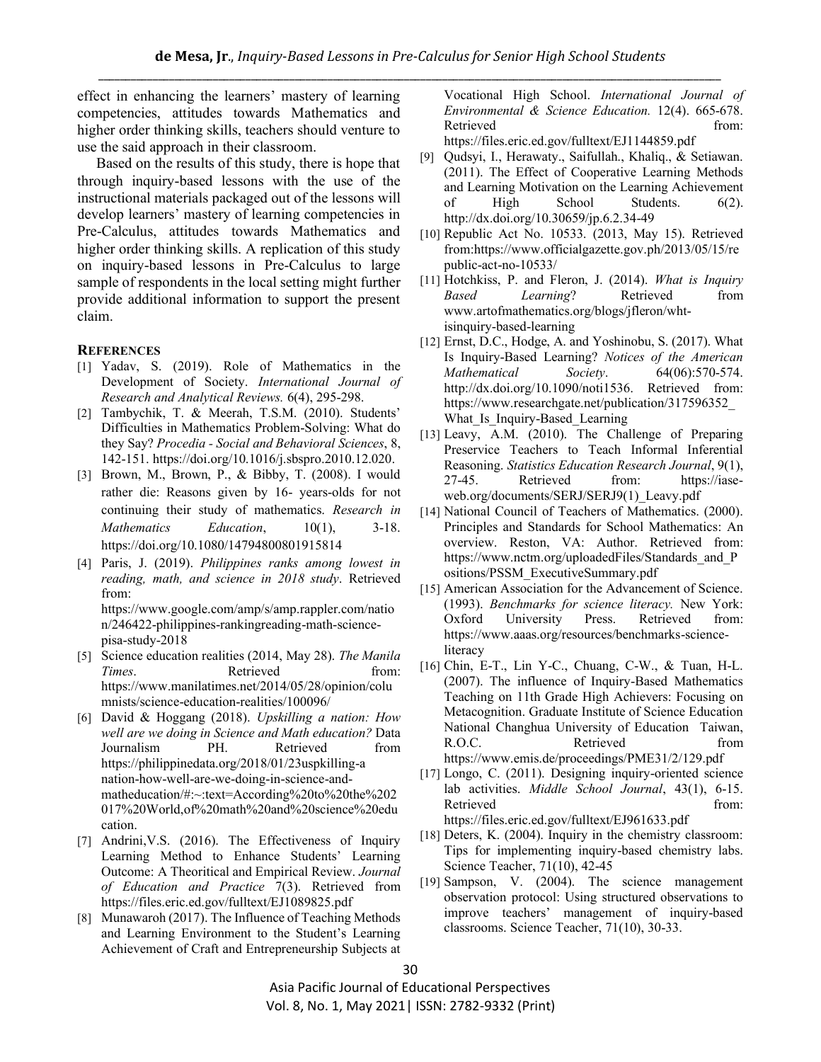effect in enhancing the learners' mastery of learning competencies, attitudes towards Mathematics and higher order thinking skills, teachers should venture to use the said approach in their classroom.

Based on the results of this study, there is hope that through inquiry-based lessons with the use of the instructional materials packaged out of the lessons will develop learners' mastery of learning competencies in Pre-Calculus, attitudes towards Mathematics and higher order thinking skills. A replication of this study on inquiry-based lessons in Pre-Calculus to large sample of respondents in the local setting might further provide additional information to support the present claim.

## REFERENCES

[1] Yadav, S. (2019). Role of Mathematics in the Development of Society. *International Journal of Research and Analytical Reviews.* 6(4), 295-298.

[2] Tambychik, T. & Meerah, T.S.M. (2010). Students' Difficulties in Mathematics Problem-Solving: What do they Say? *Procedia - Social and Behavioral Sciences*, 8, 142-151. https://doi.org/10.1016/j.sbspro.2010.12.020.

[3] Brown, M., Brown, P., & Bibby, T. (2008). I would rather die: Reasons given by 16- years-olds for not continuing their study of mathematics. *Research in Mathematics Education*, 10(1), 3-18. https://doi.org/10.1080/14794800801915814

[4] Paris, J. (2019). *Philippines ranks among lowest in reading, math, and science in 2018 study*. Retrieved from: https://www.google.com/amp/s/amp.rappler.com/nation/246422-philippines-rankingreading-math-science-pisa-study-2018

[5] Science education realities (2014, May 28). *The Manila Times*. Retrieved from: https://www.manilatimes.net/2014/05/28/opinion/columnists/science-education-realities/100096/

[6] David & Hoggang (2018). *Upskilling a nation: How well are we doing in Science and Math education?* Data Journalism PH. Retrieved from https://philippinedata.org/2018/01/23uspkilling-a nation-how-well-are-we-doing-in-science-and-matheducation/#:~:text=According%20to%20the%202017%20World,of%20math%20and%20science%20education.

[7] Andrini,V.S. (2016). The Effectiveness of Inquiry Learning Method to Enhance Students' Learning Outcome: A Theoritical and Empirical Review. *Journal of Education and Practice* 7(3). Retrieved from https://files.eric.ed.gov/fulltext/EJ1089825.pdf

[8] Munawaroh (2017). The Influence of Teaching Methods and Learning Environment to the Student's Learning Achievement of Craft and Entrepreneurship Subjects at Vocational High School. *International Journal of Environmental & Science Education.* 12(4). 665-678. Retrieved from: https://files.eric.ed.gov/fulltext/EJ1144859.pdf

[9] Qudsyi, I., Herawaty., Saifullah., Khaliq., & Setiawan. (2011). The Effect of Cooperative Learning Methods and Learning Motivation on the Learning Achievement of High School Students. 6(2). http://dx.doi.org/10.30659/jp.6.2.34-49

[10] Republic Act No. 10533. (2013, May 15). Retrieved from:https://www.officialgazette.gov.ph/2013/05/15/republic-act-no-10533/

[11] Hotchkiss, P. and Fleron, J. (2014). *What is Inquiry Based Learning*? Retrieved from www.artofmathematics.org/blogs/jfleron/wht-isinquiry-based-learning

[12] Ernst, D.C., Hodge, A. and Yoshinobu, S. (2017). What Is Inquiry-Based Learning? *Notices of the American Mathematical Society*. 64(06):570-574. http://dx.doi.org/10.1090/noti1536. Retrieved from: https://www.researchgate.net/publication/317596352_What_Is_Inquiry-Based_Learning

[13] Leavy, A.M. (2010). The Challenge of Preparing Preservice Teachers to Teach Informal Inferential Reasoning. *Statistics Education Research Journal*, 9(1), 27-45. Retrieved from: https://iase-web.org/documents/SERJ/SERJ9(1)_Leavy.pdf

[14] National Council of Teachers of Mathematics. (2000). Principles and Standards for School Mathematics: An overview. Reston, VA: Author. Retrieved from: https://www.nctm.org/uploadedFiles/Standards_and_Positions/PSSM_ExecutiveSummary.pdf

[15] American Association for the Advancement of Science. (1993). *Benchmarks for science literacy.* New York: Oxford University Press. Retrieved from: https://www.aaas.org/resources/benchmarks-science-literacy

[16] Chin, E-T., Lin Y-C., Chuang, C-W., & Tuan, H-L. (2007). The influence of Inquiry-Based Mathematics Teaching on 11th Grade High Achievers: Focusing on Metacognition. Graduate Institute of Science Education National Changhua University of Education Taiwan, R.O.C. Retrieved from https://www.emis.de/proceedings/PME31/2/129.pdf

[17] Longo, C. (2011). Designing inquiry-oriented science lab activities. *Middle School Journal*, 43(1), 6-15. Retrieved from: https://files.eric.ed.gov/fulltext/EJ961633.pdf

[18] Deters, K. (2004). Inquiry in the chemistry classroom: Tips for implementing inquiry-based chemistry labs. Science Teacher, 71(10), 42-45

[19] Sampson, V. (2004). The science management observation protocol: Using structured observations to improve teachers' management of inquiry-based classrooms. Science Teacher, 71(10), 30-33.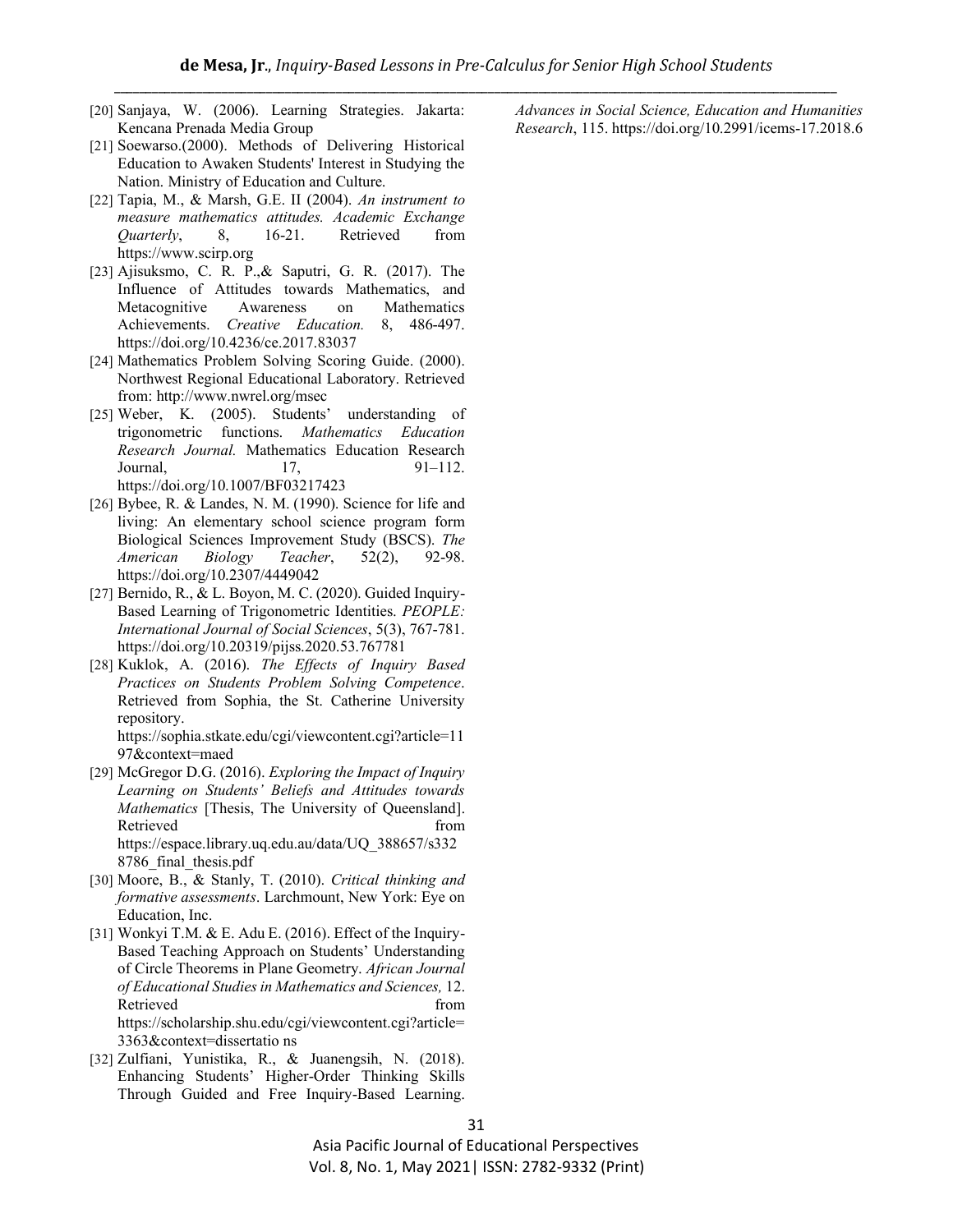[20] Sanjaya, W. (2006). Learning Strategies. Jakarta: Kencana Prenada Media Group

[21] Soewarso.(2000). Methods of Delivering Historical Education to Awaken Students' Interest in Studying the Nation. Ministry of Education and Culture.

[22] Tapia, M., & Marsh, G.E. II (2004). *An instrument to measure mathematics attitudes. Academic Exchange Quarterly*, 8, 16-21. Retrieved from https://www.scirp.org

[23] Ajisuksmo, C. R. P.,& Saputri, G. R. (2017). The Influence of Attitudes towards Mathematics, and Metacognitive Awareness on Mathematics Achievements. *Creative Education.* 8, 486-497. https://doi.org/10.4236/ce.2017.83037

[24] Mathematics Problem Solving Scoring Guide. (2000). Northwest Regional Educational Laboratory. Retrieved from: http://www.nwrel.org/msec

[25] Weber, K. (2005). Students' understanding of trigonometric functions. *Mathematics Education Research Journal.* Mathematics Education Research Journal, 17, 91–112. https://doi.org/10.1007/BF03217423

[26] Bybee, R. & Landes, N. M. (1990). Science for life and living: An elementary school science program form Biological Sciences Improvement Study (BSCS). *The American Biology Teacher*, 52(2), 92-98. https://doi.org/10.2307/4449042

[27] Bernido, R., & L. Boyon, M. C. (2020). Guided Inquiry-Based Learning of Trigonometric Identities. *PEOPLE: International Journal of Social Sciences*, 5(3), 767-781. https://doi.org/10.20319/pijss.2020.53.767781

[28] Kuklok, A. (2016). *The Effects of Inquiry Based Practices on Students Problem Solving Competence*. Retrieved from Sophia, the St. Catherine University repository. https://sophia.stkate.edu/cgi/viewcontent.cgi?article=1197&context=maed

[29] McGregor D.G. (2016). *Exploring the Impact of Inquiry Learning on Students' Beliefs and Attitudes towards Mathematics* [Thesis, The University of Queensland]. Retrieved from https://espace.library.uq.edu.au/data/UQ_388657/s3328786_final_thesis.pdf

[30] Moore, B., & Stanly, T. (2010). *Critical thinking and formative assessments*. Larchmount, New York: Eye on Education, Inc.

[31] Wonkyi T.M. & E. Adu E. (2016). Effect of the Inquiry-Based Teaching Approach on Students' Understanding of Circle Theorems in Plane Geometry. *African Journal of Educational Studies in Mathematics and Sciences,* 12. Retrieved from https://scholarship.shu.edu/cgi/viewcontent.cgi?article=3363&context=dissertatio ns

[32] Zulfiani, Yunistika, R., & Juanengsih, N. (2018). Enhancing Students' Higher-Order Thinking Skills Through Guided and Free Inquiry-Based Learning. *Advances in Social Science, Education and Humanities Research*, 115. https://doi.org/10.2991/icems-17.2018.6